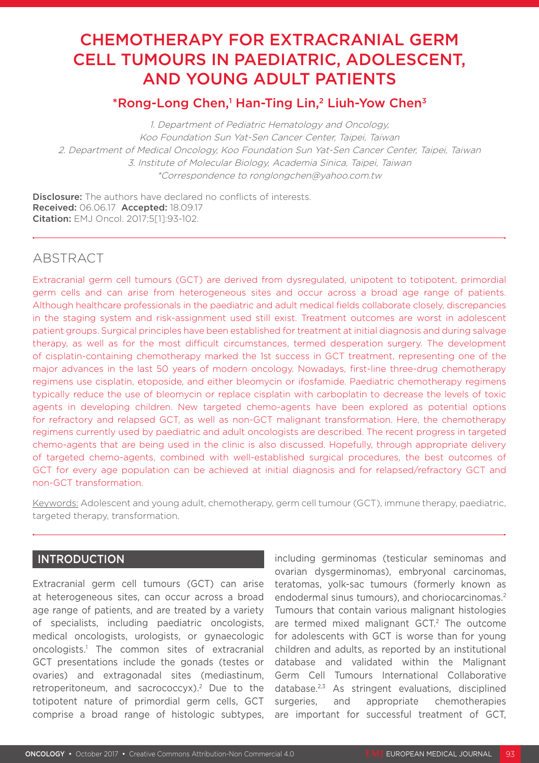# CHEMOTHERAPY FOR EXTRACRANIAL GERM CELL TUMOURS IN PAEDIATRIC, ADOLESCENT, AND YOUNG ADULT PATIENTS

**\*Rong-Long Chen,[1] Han-Ting Lin,[2] Liuh-Yow Chen[3]**

*1. Department of Pediatric Hematology and Oncology, Koo Foundation Sun Yat-Sen Cancer Center, Taipei, Taiwan*
*2. Department of Medical Oncology, Koo Foundation Sun Yat-Sen Cancer Center, Taipei, Taiwan*
*3. Institute of Molecular Biology, Academia Sinica, Taipei, Taiwan*
*\*Correspondence to ronglongchen@yahoo.com.tw*

**Disclosure:** The authors have declared no conflicts of interests.
**Received:** 06.06.17 **Accepted:** 18.09.17
**Citation:** EMJ Oncol. 2017;5[1]:93-102.

## ABSTRACT

Extracranial germ cell tumours (GCT) are derived from dysregulated, unipotent to totipotent, primordial germ cells and can arise from heterogeneous sites and occur across a broad age range of patients. Although healthcare professionals in the paediatric and adult medical fields collaborate closely, discrepancies in the staging system and risk-assignment used still exist. Treatment outcomes are worst in adolescent patient groups. Surgical principles have been established for treatment at initial diagnosis and during salvage therapy, as well as for the most difficult circumstances, termed desperation surgery. The development of cisplatin-containing chemotherapy marked the 1st success in GCT treatment, representing one of the major advances in the last 50 years of modern oncology. Nowadays, first-line three-drug chemotherapy regimens use cisplatin, etoposide, and either bleomycin or ifosfamide. Paediatric chemotherapy regimens typically reduce the use of bleomycin or replace cisplatin with carboplatin to decrease the levels of toxic agents in developing children. New targeted chemo-agents have been explored as potential options for refractory and relapsed GCT, as well as non-GCT malignant transformation. Here, the chemotherapy regimens currently used by paediatric and adult oncologists are described. The recent progress in targeted chemo-agents that are being used in the clinic is also discussed. Hopefully, through appropriate delivery of targeted chemo-agents, combined with well-established surgical procedures, the best outcomes of GCT for every age population can be achieved at initial diagnosis and for relapsed/refractory GCT and non-GCT transformation.

Keywords: Adolescent and young adult, chemotherapy, germ cell tumour (GCT), immune therapy, paediatric, targeted therapy, transformation.

## INTRODUCTION

Extracranial germ cell tumours (GCT) can arise at heterogeneous sites, can occur across a broad age range of patients, and are treated by a variety of specialists, including paediatric oncologists, medical oncologists, urologists, or gynaecologic oncologists.[1] The common sites of extracranial GCT presentations include the gonads (testes or ovaries) and extragonadal sites (mediastinum, retroperitoneum, and sacrococcyx).[2] Due to the totipotent nature of primordial germ cells, GCT comprise a broad range of histologic subtypes, including germinomas (testicular seminomas and ovarian dysgerminomas), embryonal carcinomas, teratomas, yolk-sac tumours (formerly known as endodermal sinus tumours), and choriocarcinomas.[2] Tumours that contain various malignant histologies are termed mixed malignant GCT.[2] The outcome for adolescents with GCT is worse than for young children and adults, as reported by an institutional database and validated within the Malignant Germ Cell Tumours International Collaborative database.[2,3] As stringent evaluations, disciplined surgeries, and appropriate chemotherapies are important for successful treatment of GCT,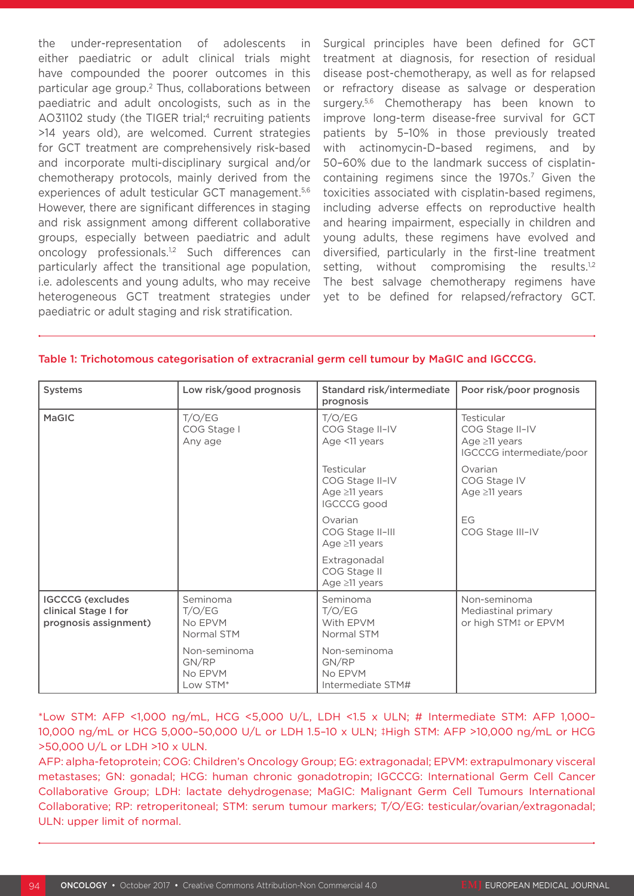the under-representation of adolescents in either paediatric or adult clinical trials might have compounded the poorer outcomes in this particular age group.[2] Thus, collaborations between paediatric and adult oncologists, such as in the AO31102 study (the TIGER trial;[4] recruiting patients >14 years old), are welcomed. Current strategies for GCT treatment are comprehensively risk-based and incorporate multi-disciplinary surgical and/or chemotherapy protocols, mainly derived from the experiences of adult testicular GCT management.[5,6] However, there are significant differences in staging and risk assignment among different collaborative groups, especially between paediatric and adult oncology professionals.[1,2] Such differences can particularly affect the transitional age population, i.e. adolescents and young adults, who may receive heterogeneous GCT treatment strategies under paediatric or adult staging and risk stratification.

Surgical principles have been defined for GCT treatment at diagnosis, for resection of residual disease post-chemotherapy, as well as for relapsed or refractory disease as salvage or desperation surgery.[5,6] Chemotherapy has been known to improve long-term disease-free survival for GCT patients by 5–10% in those previously treated with actinomycin-D–based regimens, and by 50–60% due to the landmark success of cisplatin-containing regimens since the 1970s.[7] Given the toxicities associated with cisplatin-based regimens, including adverse effects on reproductive health and hearing impairment, especially in children and young adults, these regimens have evolved and diversified, particularly in the first-line treatment setting, without compromising the results.[1,2] The best salvage chemotherapy regimens have yet to be defined for relapsed/refractory GCT.

Table 1: Trichotomous categorisation of extracranial germ cell tumour by MaGIC and IGCCCG.

| Systems | Low risk/good prognosis | Standard risk/intermediate prognosis | Poor risk/poor prognosis |
|---|---|---|---|
| **MaGIC** | T/O/EG<br>COG Stage I<br>Any age | T/O/EG<br>COG Stage II–IV<br>Age <11 years<br><br>Testicular<br>COG Stage II–IV<br>Age ≥11 years<br>IGCCCG good<br><br>Ovarian<br>COG Stage II–III<br>Age ≥11 years<br><br>Extragonadal<br>COG Stage II<br>Age ≥11 years | Testicular<br>COG Stage II–IV<br>Age ≥11 years<br>IGCCCG intermediate/poor<br><br>Ovarian<br>COG Stage IV<br>Age ≥11 years<br><br>EG<br>COG Stage III–IV |
| **IGCCCG (excludes clinical Stage I for prognosis assignment)** | Seminoma<br>T/O/EG<br>No EPVM<br>Normal STM<br><br>Non-seminoma<br>GN/RP<br>No EPVM<br>Low STM* | Seminoma<br>T/O/EG<br>With EPVM<br>Normal STM<br><br>Non-seminoma<br>GN/RP<br>No EPVM<br>Intermediate STM# | Non-seminoma<br>Mediastinal primary<br>or high STM‡ or EPVM |

*Low STM: AFP <1,000 ng/mL, HCG <5,000 U/L, LDH <1.5 x ULN; # Intermediate STM: AFP 1,000–10,000 ng/mL or HCG 5,000–50,000 U/L or LDH 1.5–10 x ULN; ‡High STM: AFP >10,000 ng/mL or HCG >50,000 U/L or LDH >10 x ULN.

AFP: alpha-fetoprotein; COG: Children's Oncology Group; EG: extragonadal; EPVM: extrapulmonary visceral metastases; GN: gonadal; HCG: human chronic gonadotropin; IGCCCG: International Germ Cell Cancer Collaborative Group; LDH: lactate dehydrogenase; MaGIC: Malignant Germ Cell Tumours International Collaborative; RP: retroperitoneal; STM: serum tumour markers; T/O/EG: testicular/ovarian/extragonadal; ULN: upper limit of normal.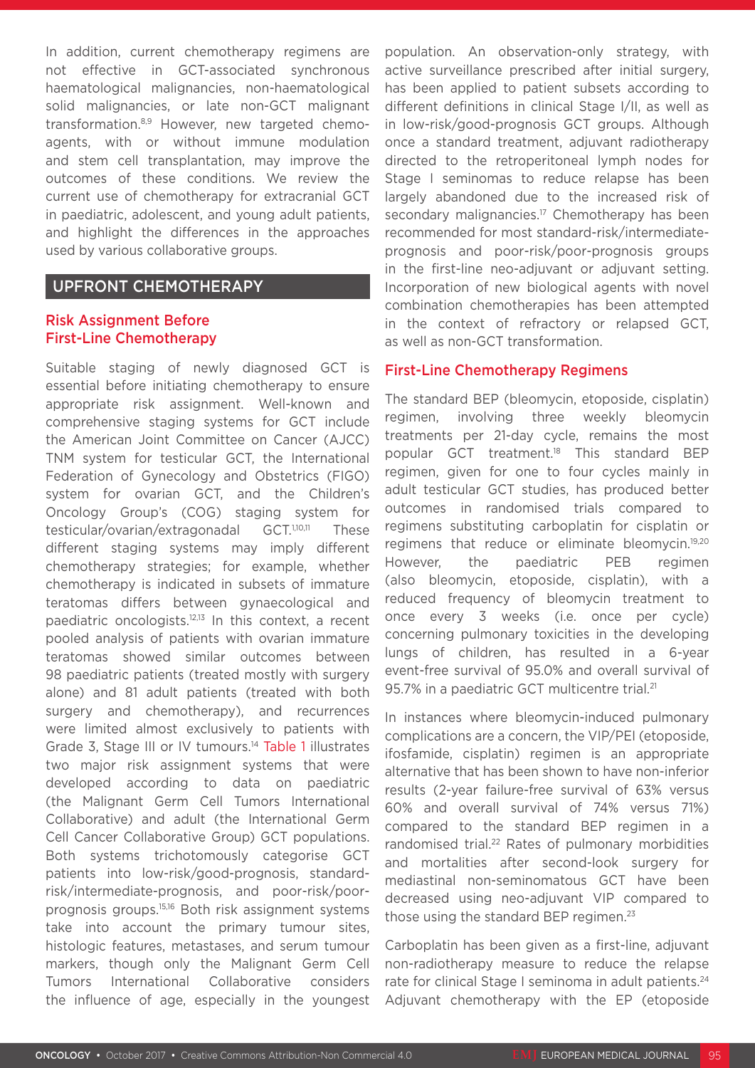In addition, current chemotherapy regimens are not effective in GCT-associated synchronous haematological malignancies, non-haematological solid malignancies, or late non-GCT malignant transformation.[8,9] However, new targeted chemo-agents, with or without immune modulation and stem cell transplantation, may improve the outcomes of these conditions. We review the current use of chemotherapy for extracranial GCT in paediatric, adolescent, and young adult patients, and highlight the differences in the approaches used by various collaborative groups.

## UPFRONT CHEMOTHERAPY

### Risk Assignment Before First-Line Chemotherapy

Suitable staging of newly diagnosed GCT is essential before initiating chemotherapy to ensure appropriate risk assignment. Well-known and comprehensive staging systems for GCT include the American Joint Committee on Cancer (AJCC) TNM system for testicular GCT, the International Federation of Gynecology and Obstetrics (FIGO) system for ovarian GCT, and the Children's Oncology Group's (COG) staging system for testicular/ovarian/extragonadal GCT.[1,10,11] These different staging systems may imply different chemotherapy strategies; for example, whether chemotherapy is indicated in subsets of immature teratomas differs between gynaecological and paediatric oncologists.[12,13] In this context, a recent pooled analysis of patients with ovarian immature teratomas showed similar outcomes between 98 paediatric patients (treated mostly with surgery alone) and 81 adult patients (treated with both surgery and chemotherapy), and recurrences were limited almost exclusively to patients with Grade 3, Stage III or IV tumours.[14] Table 1 illustrates two major risk assignment systems that were developed according to data on paediatric (the Malignant Germ Cell Tumors International Collaborative) and adult (the International Germ Cell Cancer Collaborative Group) GCT populations. Both systems trichotomously categorise GCT patients into low-risk/good-prognosis, standard-risk/intermediate-prognosis, and poor-risk/poor-prognosis groups.[15,16] Both risk assignment systems take into account the primary tumour sites, histologic features, metastases, and serum tumour markers, though only the Malignant Germ Cell Tumors International Collaborative considers the influence of age, especially in the youngest population. An observation-only strategy, with active surveillance prescribed after initial surgery, has been applied to patient subsets according to different definitions in clinical Stage I/II, as well as in low-risk/good-prognosis GCT groups. Although once a standard treatment, adjuvant radiotherapy directed to the retroperitoneal lymph nodes for Stage I seminomas to reduce relapse has been largely abandoned due to the increased risk of secondary malignancies.[17] Chemotherapy has been recommended for most standard-risk/intermediate-prognosis and poor-risk/poor-prognosis groups in the first-line neo-adjuvant or adjuvant setting. Incorporation of new biological agents with novel combination chemotherapies has been attempted in the context of refractory or relapsed GCT, as well as non-GCT transformation.

### First-Line Chemotherapy Regimens

The standard BEP (bleomycin, etoposide, cisplatin) regimen, involving three weekly bleomycin treatments per 21-day cycle, remains the most popular GCT treatment.[18] This standard BEP regimen, given for one to four cycles mainly in adult testicular GCT studies, has produced better outcomes in randomised trials compared to regimens substituting carboplatin for cisplatin or regimens that reduce or eliminate bleomycin.[19,20] However, the paediatric PEB regimen (also bleomycin, etoposide, cisplatin), with a reduced frequency of bleomycin treatment to once every 3 weeks (i.e. once per cycle) concerning pulmonary toxicities in the developing lungs of children, has resulted in a 6-year event-free survival of 95.0% and overall survival of 95.7% in a paediatric GCT multicentre trial.[21]

In instances where bleomycin-induced pulmonary complications are a concern, the VIP/PEI (etoposide, ifosfamide, cisplatin) regimen is an appropriate alternative that has been shown to have non-inferior results (2-year failure-free survival of 63% versus 60% and overall survival of 74% versus 71%) compared to the standard BEP regimen in a randomised trial.[22] Rates of pulmonary morbidities and mortalities after second-look surgery for mediastinal non-seminomatous GCT have been decreased using neo-adjuvant VIP compared to those using the standard BEP regimen.[23]

Carboplatin has been given as a first-line, adjuvant non-radiotherapy measure to reduce the relapse rate for clinical Stage I seminoma in adult patients.[24] Adjuvant chemotherapy with the EP (etoposide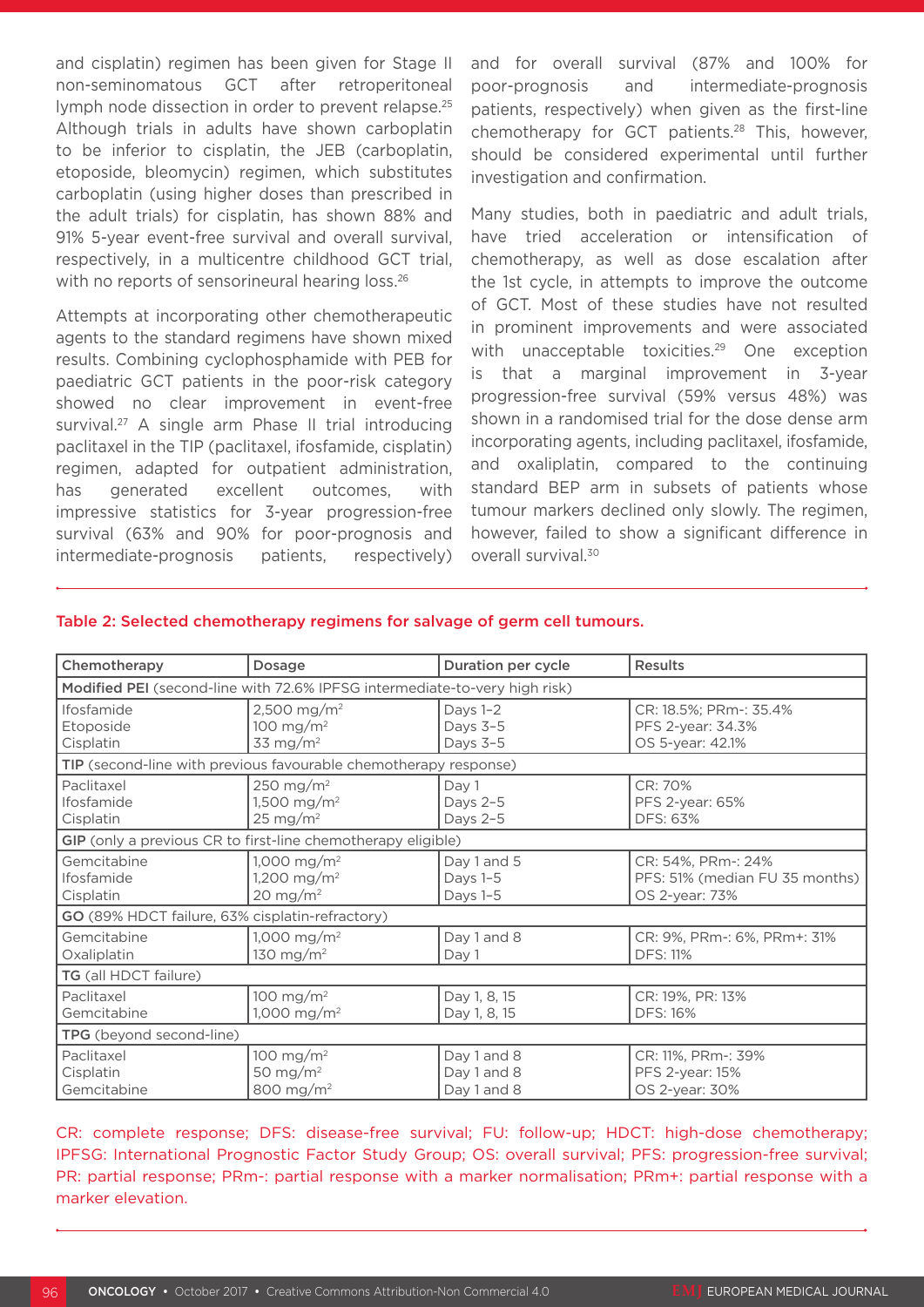and cisplatin) regimen has been given for Stage II non-seminomatous GCT after retroperitoneal lymph node dissection in order to prevent relapse.[25] Although trials in adults have shown carboplatin to be inferior to cisplatin, the JEB (carboplatin, etoposide, bleomycin) regimen, which substitutes carboplatin (using higher doses than prescribed in the adult trials) for cisplatin, has shown 88% and 91% 5-year event-free survival and overall survival, respectively, in a multicentre childhood GCT trial, with no reports of sensorineural hearing loss.[26]

Attempts at incorporating other chemotherapeutic agents to the standard regimens have shown mixed results. Combining cyclophosphamide with PEB for paediatric GCT patients in the poor-risk category showed no clear improvement in event-free survival.[27] A single arm Phase II trial introducing paclitaxel in the TIP (paclitaxel, ifosfamide, cisplatin) regimen, adapted for outpatient administration, has generated excellent outcomes, with impressive statistics for 3-year progression-free survival (63% and 90% for poor-prognosis and intermediate-prognosis patients, respectively) and for overall survival (87% and 100% for poor-prognosis and intermediate-prognosis patients, respectively) when given as the first-line chemotherapy for GCT patients.[28] This, however, should be considered experimental until further investigation and confirmation.

Many studies, both in paediatric and adult trials, have tried acceleration or intensification of chemotherapy, as well as dose escalation after the 1st cycle, in attempts to improve the outcome of GCT. Most of these studies have not resulted in prominent improvements and were associated with unacceptable toxicities.[29] One exception is that a marginal improvement in 3-year progression-free survival (59% versus 48%) was shown in a randomised trial for the dose dense arm incorporating agents, including paclitaxel, ifosfamide, and oxaliplatin, compared to the continuing standard BEP arm in subsets of patients whose tumour markers declined only slowly. The regimen, however, failed to show a significant difference in overall survival.[30]

**Table 2: Selected chemotherapy regimens for salvage of germ cell tumours.**

| Chemotherapy | Dosage | Duration per cycle | Results |
|---|---|---|---|
| **Modified PEI** (second-line with 72.6% IPFSG intermediate-to-very high risk) | | | |
| Ifosfamide<br>Etoposide<br>Cisplatin | 2,500 mg/m²<br>100 mg/m²<br>33 mg/m² | Days 1–2<br>Days 3–5<br>Days 3–5 | CR: 18.5%; PRm-: 35.4%<br>PFS 2-year: 34.3%<br>OS 5-year: 42.1% |
| **TIP** (second-line with previous favourable chemotherapy response) | | | |
| Paclitaxel<br>Ifosfamide<br>Cisplatin | 250 mg/m²<br>1,500 mg/m²<br>25 mg/m² | Day 1<br>Days 2–5<br>Days 2–5 | CR: 70%<br>PFS 2-year: 65%<br>DFS: 63% |
| **GIP** (only a previous CR to first-line chemotherapy eligible) | | | |
| Gemcitabine<br>Ifosfamide<br>Cisplatin | 1,000 mg/m²<br>1,200 mg/m²<br>20 mg/m² | Day 1 and 5<br>Days 1–5<br>Days 1–5 | CR: 54%, PRm-: 24%<br>PFS: 51% (median FU 35 months)<br>OS 2-year: 73% |
| **GO** (89% HDCT failure, 63% cisplatin-refractory) | | | |
| Gemcitabine<br>Oxaliplatin | 1,000 mg/m²<br>130 mg/m² | Day 1 and 8<br>Day 1 | CR: 9%, PRm-: 6%, PRm+: 31%<br>DFS: 11% |
| **TG** (all HDCT failure) | | | |
| Paclitaxel<br>Gemcitabine | 100 mg/m²<br>1,000 mg/m² | Day 1, 8, 15<br>Day 1, 8, 15 | CR: 19%, PR: 13%<br>DFS: 16% |
| **TPG** (beyond second-line) | | | |
| Paclitaxel<br>Cisplatin<br>Gemcitabine | 100 mg/m²<br>50 mg/m²<br>800 mg/m² | Day 1 and 8<br>Day 1 and 8<br>Day 1 and 8 | CR: 11%, PRm-: 39%<br>PFS 2-year: 15%<br>OS 2-year: 30% |

CR: complete response; DFS: disease-free survival; FU: follow-up; HDCT: high-dose chemotherapy; IPFSG: International Prognostic Factor Study Group; OS: overall survival; PFS: progression-free survival; PR: partial response; PRm-: partial response with a marker normalisation; PRm+: partial response with a marker elevation.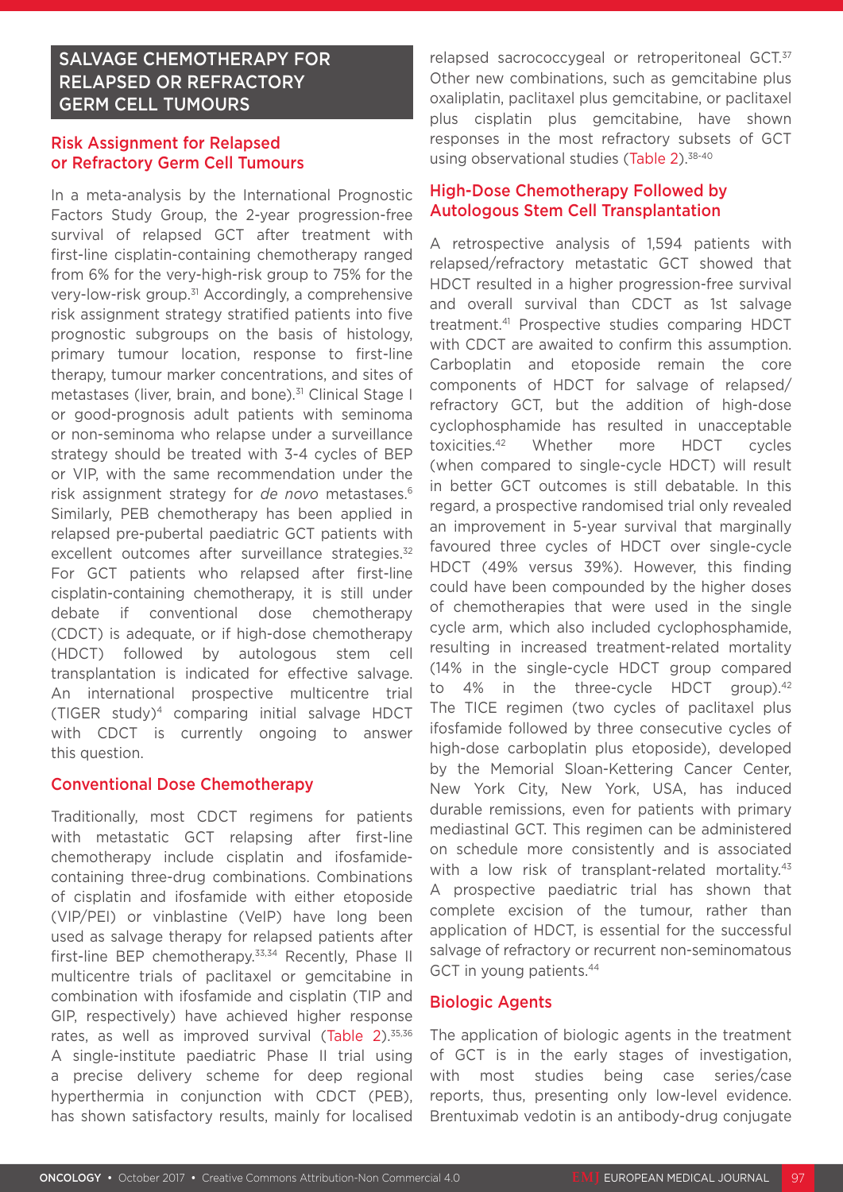## SALVAGE CHEMOTHERAPY FOR RELAPSED OR REFRACTORY GERM CELL TUMOURS

### Risk Assignment for Relapsed or Refractory Germ Cell Tumours

In a meta-analysis by the International Prognostic Factors Study Group, the 2-year progression-free survival of relapsed GCT after treatment with first-line cisplatin-containing chemotherapy ranged from 6% for the very-high-risk group to 75% for the very-low-risk group.[31] Accordingly, a comprehensive risk assignment strategy stratified patients into five prognostic subgroups on the basis of histology, primary tumour location, response to first-line therapy, tumour marker concentrations, and sites of metastases (liver, brain, and bone).[31] Clinical Stage I or good-prognosis adult patients with seminoma or non-seminoma who relapse under a surveillance strategy should be treated with 3-4 cycles of BEP or VIP, with the same recommendation under the risk assignment strategy for *de novo* metastases.[6] Similarly, PEB chemotherapy has been applied in relapsed pre-pubertal paediatric GCT patients with excellent outcomes after surveillance strategies.[32] For GCT patients who relapsed after first-line cisplatin-containing chemotherapy, it is still under debate if conventional dose chemotherapy (CDCT) is adequate, or if high-dose chemotherapy (HDCT) followed by autologous stem cell transplantation is indicated for effective salvage. An international prospective multicentre trial (TIGER study)[4] comparing initial salvage HDCT with CDCT is currently ongoing to answer this question.

### Conventional Dose Chemotherapy

Traditionally, most CDCT regimens for patients with metastatic GCT relapsing after first-line chemotherapy include cisplatin and ifosfamide-containing three-drug combinations. Combinations of cisplatin and ifosfamide with either etoposide (VIP/PEI) or vinblastine (VeIP) have long been used as salvage therapy for relapsed patients after first-line BEP chemotherapy.[33,34] Recently, Phase II multicentre trials of paclitaxel or gemcitabine in combination with ifosfamide and cisplatin (TIP and GIP, respectively) have achieved higher response rates, as well as improved survival (Table 2).[35,36] A single-institute paediatric Phase II trial using a precise delivery scheme for deep regional hyperthermia in conjunction with CDCT (PEB), has shown satisfactory results, mainly for localised relapsed sacrococcygeal or retroperitoneal GCT.[37] Other new combinations, such as gemcitabine plus oxaliplatin, paclitaxel plus gemcitabine, or paclitaxel plus cisplatin plus gemcitabine, have shown responses in the most refractory subsets of GCT using observational studies (Table 2).[38-40]

### High-Dose Chemotherapy Followed by Autologous Stem Cell Transplantation

A retrospective analysis of 1,594 patients with relapsed/refractory metastatic GCT showed that HDCT resulted in a higher progression-free survival and overall survival than CDCT as 1st salvage treatment.[41] Prospective studies comparing HDCT with CDCT are awaited to confirm this assumption. Carboplatin and etoposide remain the core components of HDCT for salvage of relapsed/refractory GCT, but the addition of high-dose cyclophosphamide has resulted in unacceptable toxicities.[42] Whether more HDCT cycles (when compared to single-cycle HDCT) will result in better GCT outcomes is still debatable. In this regard, a prospective randomised trial only revealed an improvement in 5-year survival that marginally favoured three cycles of HDCT over single-cycle HDCT (49% versus 39%). However, this finding could have been compounded by the higher doses of chemotherapies that were used in the single cycle arm, which also included cyclophosphamide, resulting in increased treatment-related mortality (14% in the single-cycle HDCT group compared to 4% in the three-cycle HDCT group).[42] The TICE regimen (two cycles of paclitaxel plus ifosfamide followed by three consecutive cycles of high-dose carboplatin plus etoposide), developed by the Memorial Sloan-Kettering Cancer Center, New York City, New York, USA, has induced durable remissions, even for patients with primary mediastinal GCT. This regimen can be administered on schedule more consistently and is associated with a low risk of transplant-related mortality.[43] A prospective paediatric trial has shown that complete excision of the tumour, rather than application of HDCT, is essential for the successful salvage of refractory or recurrent non-seminomatous GCT in young patients.[44]

### Biologic Agents

The application of biologic agents in the treatment of GCT is in the early stages of investigation, with most studies being case series/case reports, thus, presenting only low-level evidence. Brentuximab vedotin is an antibody-drug conjugate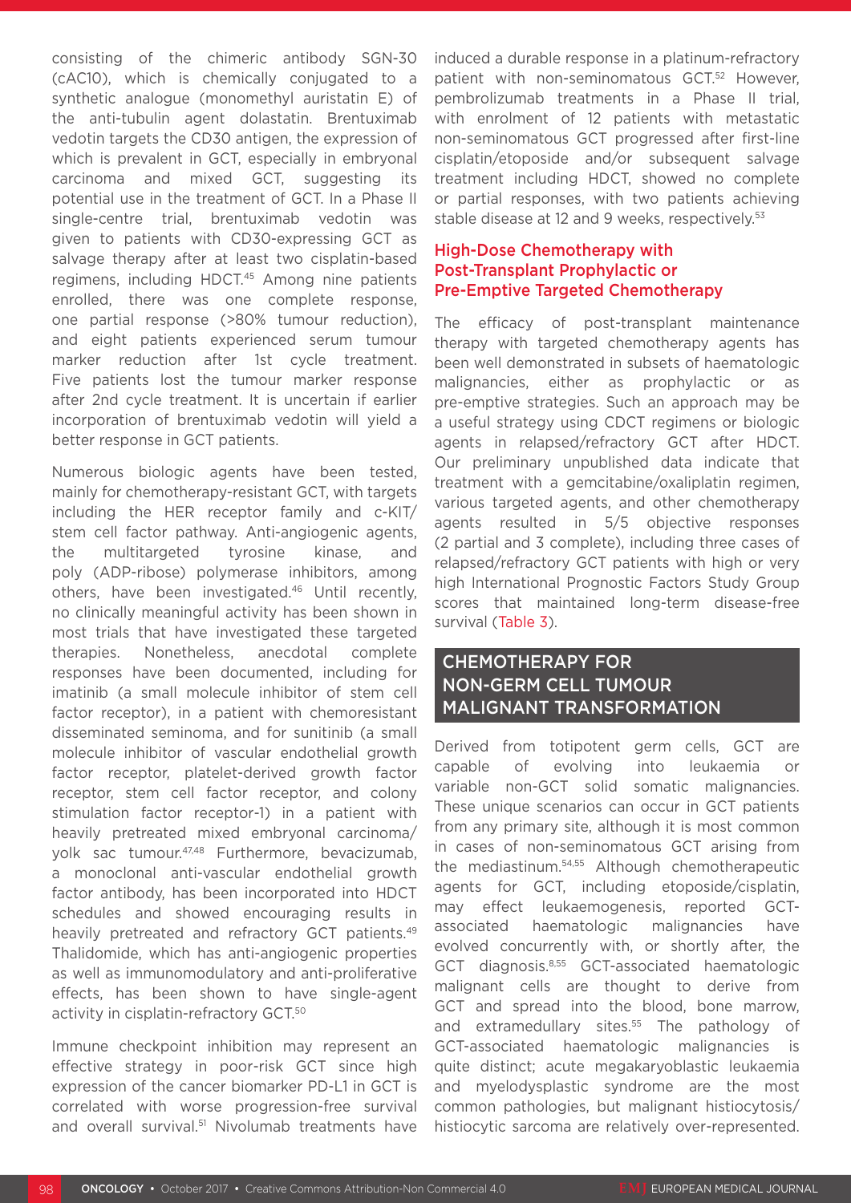consisting of the chimeric antibody SGN-30 (cAC10), which is chemically conjugated to a synthetic analogue (monomethyl auristatin E) of the anti-tubulin agent dolastatin. Brentuximab vedotin targets the CD30 antigen, the expression of which is prevalent in GCT, especially in embryonal carcinoma and mixed GCT, suggesting its potential use in the treatment of GCT. In a Phase II single-centre trial, brentuximab vedotin was given to patients with CD30-expressing GCT as salvage therapy after at least two cisplatin-based regimens, including HDCT.[45] Among nine patients enrolled, there was one complete response, one partial response (>80% tumour reduction), and eight patients experienced serum tumour marker reduction after 1st cycle treatment. Five patients lost the tumour marker response after 2nd cycle treatment. It is uncertain if earlier incorporation of brentuximab vedotin will yield a better response in GCT patients.

Numerous biologic agents have been tested, mainly for chemotherapy-resistant GCT, with targets including the HER receptor family and c-KIT/stem cell factor pathway. Anti-angiogenic agents, the multitargeted tyrosine kinase, and poly (ADP-ribose) polymerase inhibitors, among others, have been investigated.[46] Until recently, no clinically meaningful activity has been shown in most trials that have investigated these targeted therapies. Nonetheless, anecdotal complete responses have been documented, including for imatinib (a small molecule inhibitor of stem cell factor receptor), in a patient with chemoresistant disseminated seminoma, and for sunitinib (a small molecule inhibitor of vascular endothelial growth factor receptor, platelet-derived growth factor receptor, stem cell factor receptor, and colony stimulation factor receptor-1) in a patient with heavily pretreated mixed embryonal carcinoma/yolk sac tumour.[47,48] Furthermore, bevacizumab, a monoclonal anti-vascular endothelial growth factor antibody, has been incorporated into HDCT schedules and showed encouraging results in heavily pretreated and refractory GCT patients.[49] Thalidomide, which has anti-angiogenic properties as well as immunomodulatory and anti-proliferative effects, has been shown to have single-agent activity in cisplatin-refractory GCT.[50]

Immune checkpoint inhibition may represent an effective strategy in poor-risk GCT since high expression of the cancer biomarker PD-L1 in GCT is correlated with worse progression-free survival and overall survival.[51] Nivolumab treatments have induced a durable response in a platinum-refractory patient with non-seminomatous GCT.[52] However, pembrolizumab treatments in a Phase II trial, with enrolment of 12 patients with metastatic non-seminomatous GCT progressed after first-line cisplatin/etoposide and/or subsequent salvage treatment including HDCT, showed no complete or partial responses, with two patients achieving stable disease at 12 and 9 weeks, respectively.[53]

### High-Dose Chemotherapy with Post-Transplant Prophylactic or Pre-Emptive Targeted Chemotherapy

The efficacy of post-transplant maintenance therapy with targeted chemotherapy agents has been well demonstrated in subsets of haematologic malignancies, either as prophylactic or as pre-emptive strategies. Such an approach may be a useful strategy using CDCT regimens or biologic agents in relapsed/refractory GCT after HDCT. Our preliminary unpublished data indicate that treatment with a gemcitabine/oxaliplatin regimen, various targeted agents, and other chemotherapy agents resulted in 5/5 objective responses (2 partial and 3 complete), including three cases of relapsed/refractory GCT patients with high or very high International Prognostic Factors Study Group scores that maintained long-term disease-free survival (Table 3).

## CHEMOTHERAPY FOR NON-GERM CELL TUMOUR MALIGNANT TRANSFORMATION

Derived from totipotent germ cells, GCT are capable of evolving into leukaemia or variable non-GCT solid somatic malignancies. These unique scenarios can occur in GCT patients from any primary site, although it is most common in cases of non-seminomatous GCT arising from the mediastinum.[54,55] Although chemotherapeutic agents for GCT, including etoposide/cisplatin, may effect leukaemogenesis, reported GCT-associated haematologic malignancies have evolved concurrently with, or shortly after, the GCT diagnosis.[8,55] GCT-associated haematologic malignant cells are thought to derive from GCT and spread into the blood, bone marrow, and extramedullary sites.[55] The pathology of GCT-associated haematologic malignancies is quite distinct; acute megakaryoblastic leukaemia and myelodysplastic syndrome are the most common pathologies, but malignant histiocytosis/histiocytic sarcoma are relatively over-represented.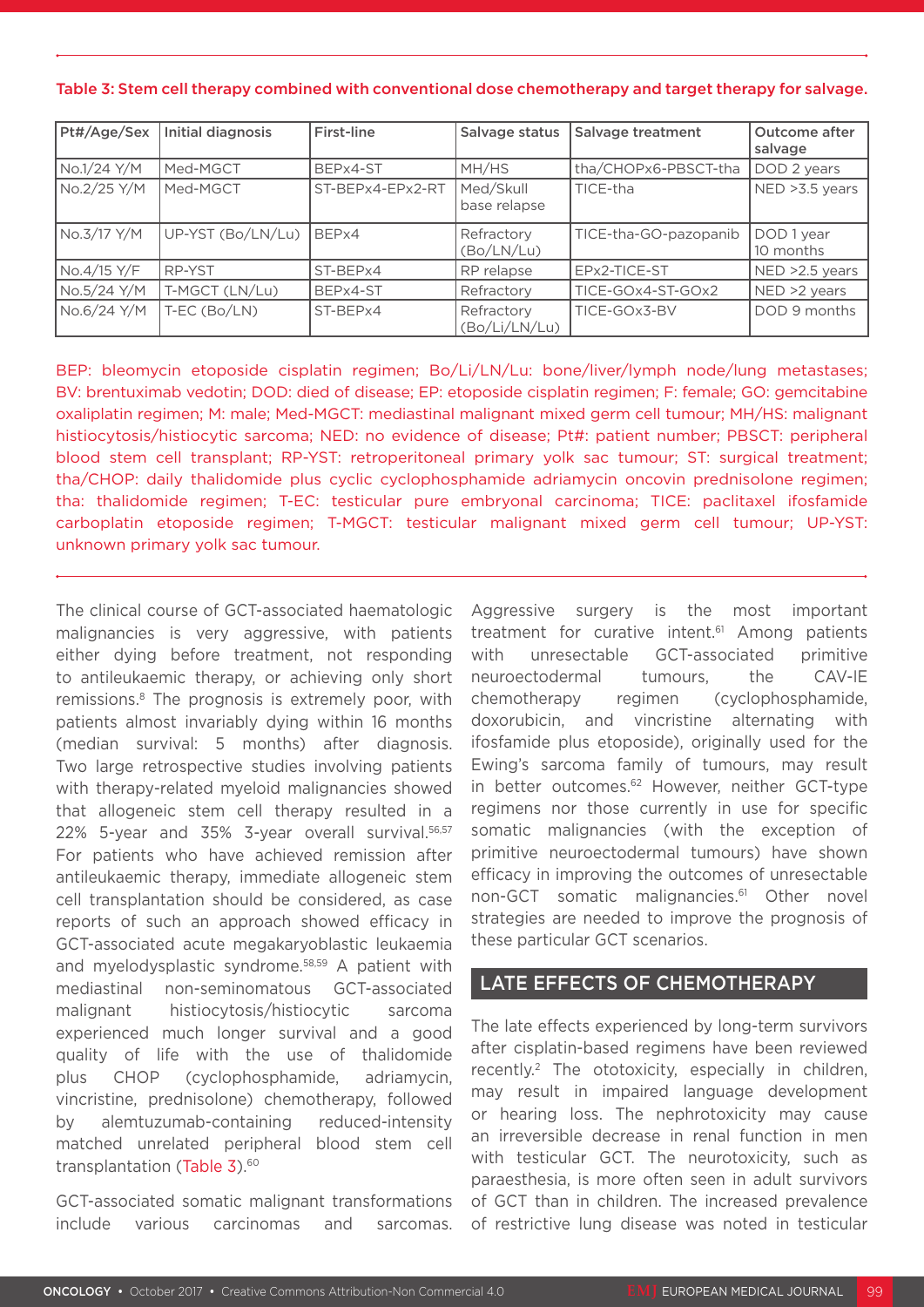Table 3: Stem cell therapy combined with conventional dose chemotherapy and target therapy for salvage.

| Pt#/Age/Sex | Initial diagnosis | First-line | Salvage status | Salvage treatment | Outcome after salvage |
|---|---|---|---|---|---|
| No.1/24 Y/M | Med-MGCT | BEPx4-ST | MH/HS | tha/CHOPx6-PBSCT-tha | DOD 2 years |
| No.2/25 Y/M | Med-MGCT | ST-BEPx4-EPx2-RT | Med/Skull base relapse | TICE-tha | NED >3.5 years |
| No.3/17 Y/M | UP-YST (Bo/LN/Lu) | BEPx4 | Refractory (Bo/LN/Lu) | TICE-tha-GO-pazopanib | DOD 1 year 10 months |
| No.4/15 Y/F | RP-YST | ST-BEPx4 | RP relapse | EPx2-TICE-ST | NED >2.5 years |
| No.5/24 Y/M | T-MGCT (LN/Lu) | BEPx4-ST | Refractory | TICE-GOx4-ST-GOx2 | NED >2 years |
| No.6/24 Y/M | T-EC (Bo/LN) | ST-BEPx4 | Refractory (Bo/Li/LN/Lu) | TICE-GOx3-BV | DOD 9 months |

BEP: bleomycin etoposide cisplatin regimen; Bo/Li/LN/Lu: bone/liver/lymph node/lung metastases; BV: brentuximab vedotin; DOD: died of disease; EP: etoposide cisplatin regimen; F: female; GO: gemcitabine oxaliplatin regimen; M: male; Med-MGCT: mediastinal malignant mixed germ cell tumour; MH/HS: malignant histiocytosis/histiocytic sarcoma; NED: no evidence of disease; Pt#: patient number; PBSCT: peripheral blood stem cell transplant; RP-YST: retroperitoneal primary yolk sac tumour; ST: surgical treatment; tha/CHOP: daily thalidomide plus cyclic cyclophosphamide adriamycin oncovin prednisolone regimen; tha: thalidomide regimen; T-EC: testicular pure embryonal carcinoma; TICE: paclitaxel ifosfamide carboplatin etoposide regimen; T-MGCT: testicular malignant mixed germ cell tumour; UP-YST: unknown primary yolk sac tumour.

The clinical course of GCT-associated haematologic malignancies is very aggressive, with patients either dying before treatment, not responding to antileukaemic therapy, or achieving only short remissions.[8] The prognosis is extremely poor, with patients almost invariably dying within 16 months (median survival: 5 months) after diagnosis. Two large retrospective studies involving patients with therapy-related myeloid malignancies showed that allogeneic stem cell therapy resulted in a 22% 5-year and 35% 3-year overall survival.[56,57] For patients who have achieved remission after antileukaemic therapy, immediate allogeneic stem cell transplantation should be considered, as case reports of such an approach showed efficacy in GCT-associated acute megakaryoblastic leukaemia and myelodysplastic syndrome.[58,59] A patient with mediastinal non-seminomatous GCT-associated malignant histiocytosis/histiocytic sarcoma experienced much longer survival and a good quality of life with the use of thalidomide plus CHOP (cyclophosphamide, adriamycin, vincristine, prednisolone) chemotherapy, followed by alemtuzumab-containing reduced-intensity matched unrelated peripheral blood stem cell transplantation (Table 3).[60]

GCT-associated somatic malignant transformations include various carcinomas and sarcomas. Aggressive surgery is the most important treatment for curative intent.[61] Among patients with unresectable GCT-associated primitive neuroectodermal tumours, the CAV-IE chemotherapy regimen (cyclophosphamide, doxorubicin, and vincristine alternating with ifosfamide plus etoposide), originally used for the Ewing's sarcoma family of tumours, may result in better outcomes.[62] However, neither GCT-type regimens nor those currently in use for specific somatic malignancies (with the exception of primitive neuroectodermal tumours) have shown efficacy in improving the outcomes of unresectable non-GCT somatic malignancies.[61] Other novel strategies are needed to improve the prognosis of these particular GCT scenarios.

## LATE EFFECTS OF CHEMOTHERAPY

The late effects experienced by long-term survivors after cisplatin-based regimens have been reviewed recently.[2] The ototoxicity, especially in children, may result in impaired language development or hearing loss. The nephrotoxicity may cause an irreversible decrease in renal function in men with testicular GCT. The neurotoxicity, such as paraesthesia, is more often seen in adult survivors of GCT than in children. The increased prevalence of restrictive lung disease was noted in testicular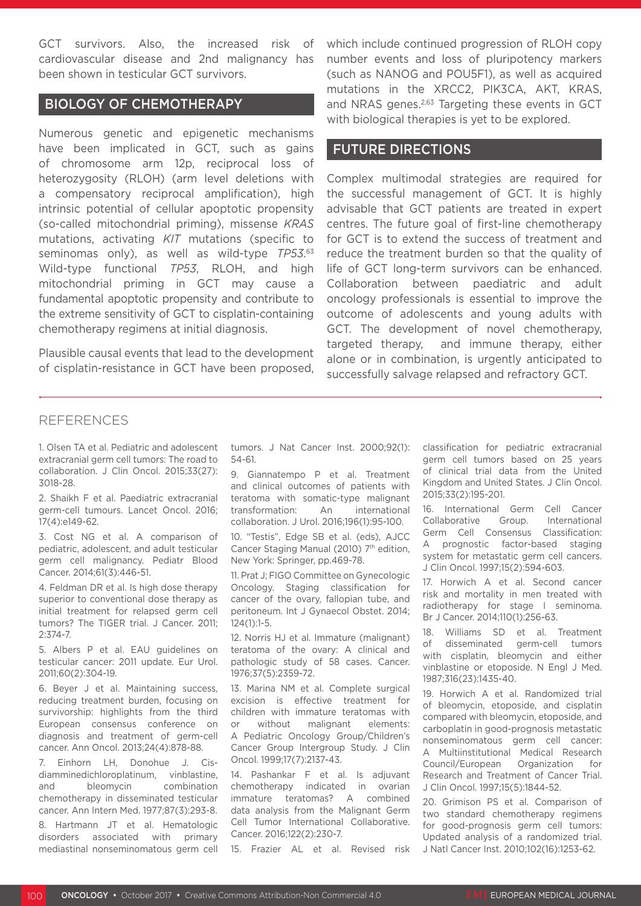GCT survivors. Also, the increased risk of cardiovascular disease and 2nd malignancy has been shown in testicular GCT survivors.

## BIOLOGY OF CHEMOTHERAPY

Numerous genetic and epigenetic mechanisms have been implicated in GCT, such as gains of chromosome arm 12p, reciprocal loss of heterozygosity (RLOH) (arm level deletions with a compensatory reciprocal amplification), high intrinsic potential of cellular apoptotic propensity (so-called mitochondrial priming), missense *KRAS* mutations, activating *KIT* mutations (specific to seminomas only), as well as wild-type *TP53*.[63] Wild-type functional *TP53*, RLOH, and high mitochondrial priming in GCT may cause a fundamental apoptotic propensity and contribute to the extreme sensitivity of GCT to cisplatin-containing chemotherapy regimens at initial diagnosis.

Plausible causal events that lead to the development of cisplatin-resistance in GCT have been proposed, which include continued progression of RLOH copy number events and loss of pluripotency markers (such as NANOG and POU5F1), as well as acquired mutations in the XRCC2, PIK3CA, AKT, KRAS, and NRAS genes.[2,63] Targeting these events in GCT with biological therapies is yet to be explored.

## FUTURE DIRECTIONS

Complex multimodal strategies are required for the successful management of GCT. It is highly advisable that GCT patients are treated in expert centres. The future goal of first-line chemotherapy for GCT is to extend the success of treatment and reduce the treatment burden so that the quality of life of GCT long-term survivors can be enhanced. Collaboration between paediatric and adult oncology professionals is essential to improve the outcome of adolescents and young adults with GCT. The development of novel chemotherapy, targeted therapy, and immune therapy, either alone or in combination, is urgently anticipated to successfully salvage relapsed and refractory GCT.

## REFERENCES

1. Olsen TA et al. Pediatric and adolescent extracranial germ cell tumors: The road to collaboration. J Clin Oncol. 2015;33(27):3018-28.

2. Shaikh F et al. Paediatric extracranial germ-cell tumours. Lancet Oncol. 2016;17(4):e149-62.

3. Cost NG et al. A comparison of pediatric, adolescent, and adult testicular germ cell malignancy. Pediatr Blood Cancer. 2014;61(3):446-51.

4. Feldman DR et al. Is high dose therapy superior to conventional dose therapy as initial treatment for relapsed germ cell tumors? The TIGER trial. J Cancer. 2011;2:374-7.

5. Albers P et al. EAU guidelines on testicular cancer: 2011 update. Eur Urol. 2011;60(2):304-19.

6. Beyer J et al. Maintaining success, reducing treatment burden, focusing on survivorship: highlights from the third European consensus conference on diagnosis and treatment of germ-cell cancer. Ann Oncol. 2013;24(4):878-88.

7. Einhorn LH, Donohue J. Cis-diamminedichloroplatinum, vinblastine, and bleomycin combination chemotherapy in disseminated testicular cancer. Ann Intern Med. 1977;87(3):293-8.

8. Hartmann JT et al. Hematologic disorders associated with primary mediastinal nonseminomatous germ cell tumors. J Nat Cancer Inst. 2000;92(1):54-61.

9. Giannatempo P et al. Treatment and clinical outcomes of patients with teratoma with somatic-type malignant transformation: An international collaboration. J Urol. 2016;196(1):95-100.

10. "Testis", Edge SB et al. (eds), AJCC Cancer Staging Manual (2010) 7th edition, New York: Springer, pp.469-78.

11. Prat J; FIGO Committee on Gynecologic Oncology. Staging classification for cancer of the ovary, fallopian tube, and peritoneum. Int J Gynaecol Obstet. 2014;124(1):1-5.

12. Norris HJ et al. Immature (malignant) teratoma of the ovary: A clinical and pathologic study of 58 cases. Cancer. 1976;37(5):2359-72.

13. Marina NM et al. Complete surgical excision is effective treatment for children with immature teratomas with or without malignant elements: A Pediatric Oncology Group/Children's Cancer Group Intergroup Study. J Clin Oncol. 1999;17(7):2137-43.

14. Pashankar F et al. Is adjuvant chemotherapy indicated in ovarian immature teratomas? A combined data analysis from the Malignant Germ Cell Tumor International Collaborative. Cancer. 2016;122(2):230-7.

15. Frazier AL et al. Revised risk classification for pediatric extracranial germ cell tumors based on 25 years of clinical trial data from the United Kingdom and United States. J Clin Oncol. 2015;33(2):195-201.

16. International Germ Cell Cancer Collaborative Group. International Germ Cell Consensus Classification: A prognostic factor-based staging system for metastatic germ cell cancers. J Clin Oncol. 1997;15(2):594-603.

17. Horwich A et al. Second cancer risk and mortality in men treated with radiotherapy for stage I seminoma. Br J Cancer. 2014;110(1):256-63.

18. Williams SD et al. Treatment of disseminated germ-cell tumors with cisplatin, bleomycin and either vinblastine or etoposide. N Engl J Med. 1987;316(23):1435-40.

19. Horwich A et al. Randomized trial of bleomycin, etoposide, and cisplatin compared with bleomycin, etoposide, and carboplatin in good-prognosis metastatic nonseminomatous germ cell cancer: A Multiinstitutional Medical Research Council/European Organization for Research and Treatment of Cancer Trial. J Clin Oncol. 1997;15(5):1844-52.

20. Grimison PS et al. Comparison of two standard chemotherapy regimens for good-prognosis germ cell tumors: Updated analysis of a randomized trial. J Natl Cancer Inst. 2010;102(16):1253-62.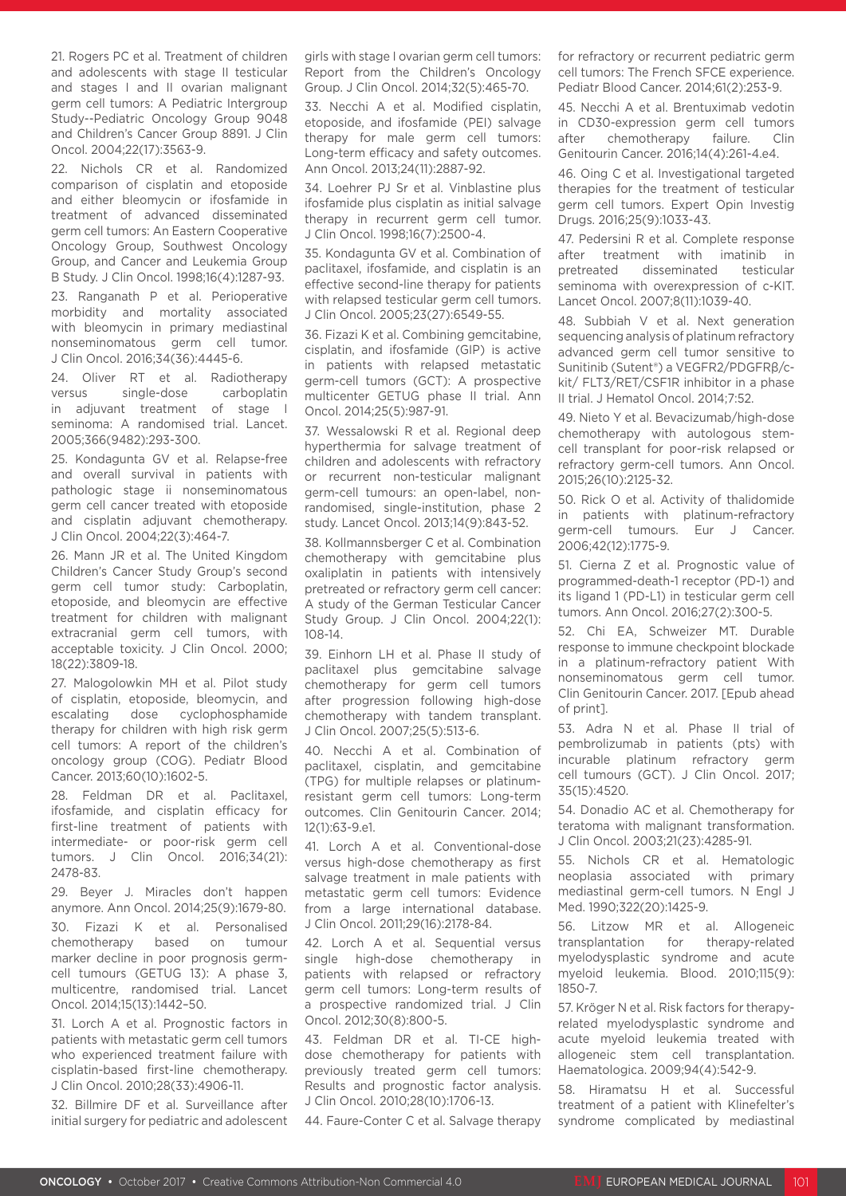21. Rogers PC et al. Treatment of children and adolescents with stage II testicular and stages I and II ovarian malignant germ cell tumors: A Pediatric Intergroup Study--Pediatric Oncology Group 9048 and Children's Cancer Group 8891. J Clin Oncol. 2004;22(17):3563-9.

22. Nichols CR et al. Randomized comparison of cisplatin and etoposide and either bleomycin or ifosfamide in treatment of advanced disseminated germ cell tumors: An Eastern Cooperative Oncology Group, Southwest Oncology Group, and Cancer and Leukemia Group B Study. J Clin Oncol. 1998;16(4):1287-93.

23. Ranganath P et al. Perioperative morbidity and mortality associated with bleomycin in primary mediastinal nonseminomatous germ cell tumor. J Clin Oncol. 2016;34(36):4445-6.

24. Oliver RT et al. Radiotherapy versus single-dose carboplatin in adjuvant treatment of stage I seminoma: A randomised trial. Lancet. 2005;366(9482):293-300.

25. Kondagunta GV et al. Relapse-free and overall survival in patients with pathologic stage ii nonseminomatous germ cell cancer treated with etoposide and cisplatin adjuvant chemotherapy. J Clin Oncol. 2004;22(3):464-7.

26. Mann JR et al. The United Kingdom Children's Cancer Study Group's second germ cell tumor study: Carboplatin, etoposide, and bleomycin are effective treatment for children with malignant extracranial germ cell tumors, with acceptable toxicity. J Clin Oncol. 2000; 18(22):3809-18.

27. Malogolowkin MH et al. Pilot study of cisplatin, etoposide, bleomycin, and escalating dose cyclophosphamide therapy for children with high risk germ cell tumors: A report of the children's oncology group (COG). Pediatr Blood Cancer. 2013;60(10):1602-5.

28. Feldman DR et al. Paclitaxel, ifosfamide, and cisplatin efficacy for first-line treatment of patients with intermediate- or poor-risk germ cell tumors. J Clin Oncol. 2016;34(21): 2478-83.

29. Beyer J. Miracles don't happen anymore. Ann Oncol. 2014;25(9):1679-80.

30. Fizazi K et al. Personalised chemotherapy based on tumour marker decline in poor prognosis germ-cell tumours (GETUG 13): A phase 3, multicentre, randomised trial. Lancet Oncol. 2014;15(13):1442–50.

31. Lorch A et al. Prognostic factors in patients with metastatic germ cell tumors who experienced treatment failure with cisplatin-based first-line chemotherapy. J Clin Oncol. 2010;28(33):4906-11.

32. Billmire DF et al. Surveillance after initial surgery for pediatric and adolescent girls with stage I ovarian germ cell tumors: Report from the Children's Oncology Group. J Clin Oncol. 2014;32(5):465-70.

33. Necchi A et al. Modified cisplatin, etoposide, and ifosfamide (PEI) salvage therapy for male germ cell tumors: Long-term efficacy and safety outcomes. Ann Oncol. 2013;24(11):2887-92.

34. Loehrer PJ Sr et al. Vinblastine plus ifosfamide plus cisplatin as initial salvage therapy in recurrent germ cell tumor. J Clin Oncol. 1998;16(7):2500-4.

35. Kondagunta GV et al. Combination of paclitaxel, ifosfamide, and cisplatin is an effective second-line therapy for patients with relapsed testicular germ cell tumors. J Clin Oncol. 2005;23(27):6549-55.

36. Fizazi K et al. Combining gemcitabine, cisplatin, and ifosfamide (GIP) is active in patients with relapsed metastatic germ-cell tumors (GCT): A prospective multicenter GETUG phase II trial. Ann Oncol. 2014;25(5):987-91.

37. Wessalowski R et al. Regional deep hyperthermia for salvage treatment of children and adolescents with refractory or recurrent non-testicular malignant germ-cell tumours: an open-label, non-randomised, single-institution, phase 2 study. Lancet Oncol. 2013;14(9):843-52.

38. Kollmannsberger C et al. Combination chemotherapy with gemcitabine plus oxaliplatin in patients with intensively pretreated or refractory germ cell cancer: A study of the German Testicular Cancer Study Group. J Clin Oncol. 2004;22(1): 108-14.

39. Einhorn LH et al. Phase II study of paclitaxel plus gemcitabine salvage chemotherapy for germ cell tumors after progression following high-dose chemotherapy with tandem transplant. J Clin Oncol. 2007;25(5):513-6.

40. Necchi A et al. Combination of paclitaxel, cisplatin, and gemcitabine (TPG) for multiple relapses or platinum-resistant germ cell tumors: Long-term outcomes. Clin Genitourin Cancer. 2014; 12(1):63-9.e1.

41. Lorch A et al. Conventional-dose versus high-dose chemotherapy as first salvage treatment in male patients with metastatic germ cell tumors: Evidence from a large international database. J Clin Oncol. 2011;29(16):2178-84.

42. Lorch A et al. Sequential versus single high-dose chemotherapy in patients with relapsed or refractory germ cell tumors: Long-term results of a prospective randomized trial. J Clin Oncol. 2012;30(8):800-5.

43. Feldman DR et al. TI-CE high-dose chemotherapy for patients with previously treated germ cell tumors: Results and prognostic factor analysis. J Clin Oncol. 2010;28(10):1706-13.

44. Faure-Conter C et al. Salvage therapy for refractory or recurrent pediatric germ cell tumors: The French SFCE experience. Pediatr Blood Cancer. 2014;61(2):253-9.

45. Necchi A et al. Brentuximab vedotin in CD30-expression germ cell tumors after chemotherapy failure. Clin Genitourin Cancer. 2016;14(4):261-4.e4.

46. Oing C et al. Investigational targeted therapies for the treatment of testicular germ cell tumors. Expert Opin Investig Drugs. 2016;25(9):1033-43.

47. Pedersini R et al. Complete response after treatment with imatinib in pretreated disseminated testicular seminoma with overexpression of c-KIT. Lancet Oncol. 2007;8(11):1039-40.

48. Subbiah V et al. Next generation sequencing analysis of platinum refractory advanced germ cell tumor sensitive to Sunitinib (Sutent®) a VEGFR2/PDGFRβ/c-kit/ FLT3/RET/CSF1R inhibitor in a phase II trial. J Hematol Oncol. 2014;7:52.

49. Nieto Y et al. Bevacizumab/high-dose chemotherapy with autologous stem-cell transplant for poor-risk relapsed or refractory germ-cell tumors. Ann Oncol. 2015;26(10):2125-32.

50. Rick O et al. Activity of thalidomide in patients with platinum-refractory germ-cell tumours. Eur J Cancer. 2006;42(12):1775-9.

51. Cierna Z et al. Prognostic value of programmed-death-1 receptor (PD-1) and its ligand 1 (PD-L1) in testicular germ cell tumors. Ann Oncol. 2016;27(2):300-5.

52. Chi EA, Schweizer MT. Durable response to immune checkpoint blockade in a platinum-refractory patient With nonseminomatous germ cell tumor. Clin Genitourin Cancer. 2017. [Epub ahead of print].

53. Adra N et al. Phase II trial of pembrolizumab in patients (pts) with incurable platinum refractory germ cell tumours (GCT). J Clin Oncol. 2017; 35(15):4520.

54. Donadio AC et al. Chemotherapy for teratoma with malignant transformation. J Clin Oncol. 2003;21(23):4285-91.

55. Nichols CR et al. Hematologic neoplasia associated with primary mediastinal germ-cell tumors. N Engl J Med. 1990;322(20):1425-9.

56. Litzow MR et al. Allogeneic transplantation for therapy-related myelodysplastic syndrome and acute myeloid leukemia. Blood. 2010;115(9): 1850-7.

57. Kröger N et al. Risk factors for therapy-related myelodysplastic syndrome and acute myeloid leukemia treated with allogeneic stem cell transplantation. Haematologica. 2009;94(4):542-9.

58. Hiramatsu H et al. Successful treatment of a patient with Klinefelter's syndrome complicated by mediastinal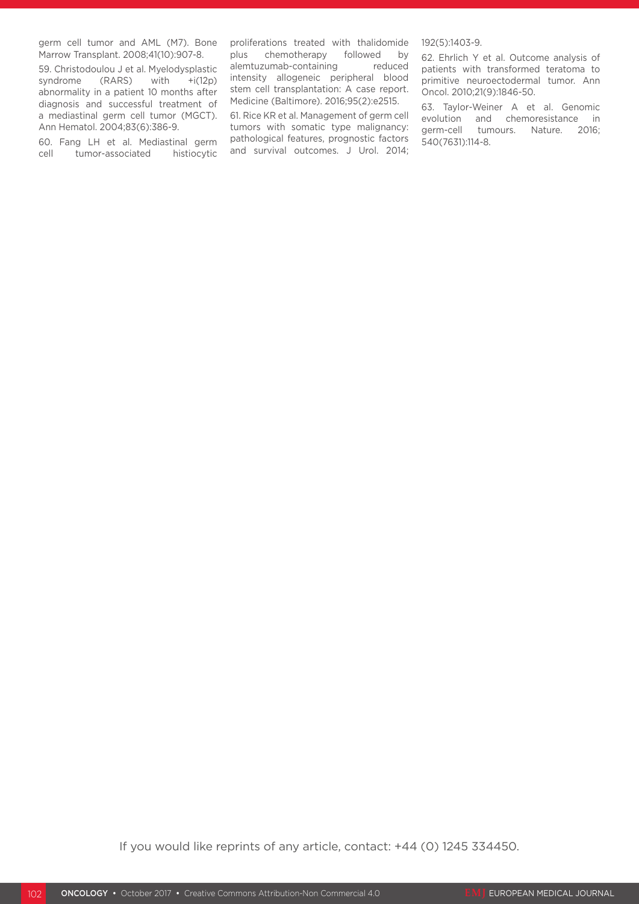germ cell tumor and AML (M7). Bone Marrow Transplant. 2008;41(10):907-8.

59. Christodoulou J et al. Myelodysplastic syndrome (RARS) with +i(12p) abnormality in a patient 10 months after diagnosis and successful treatment of a mediastinal germ cell tumor (MGCT). Ann Hematol. 2004;83(6):386-9.

60. Fang LH et al. Mediastinal germ cell tumor-associated histiocytic proliferations treated with thalidomide plus chemotherapy followed by alemtuzumab-containing reduced intensity allogeneic peripheral blood stem cell transplantation: A case report. Medicine (Baltimore). 2016;95(2):e2515.

61. Rice KR et al. Management of germ cell tumors with somatic type malignancy: pathological features, prognostic factors and survival outcomes. J Urol. 2014; 192(5):1403-9.

62. Ehrlich Y et al. Outcome analysis of patients with transformed teratoma to primitive neuroectodermal tumor. Ann Oncol. 2010;21(9):1846-50.

63. Taylor-Weiner A et al. Genomic evolution and chemoresistance in germ-cell tumours. Nature. 2016; 540(7631):114-8.

If you would like reprints of any article, contact: +44 (0) 1245 334450.